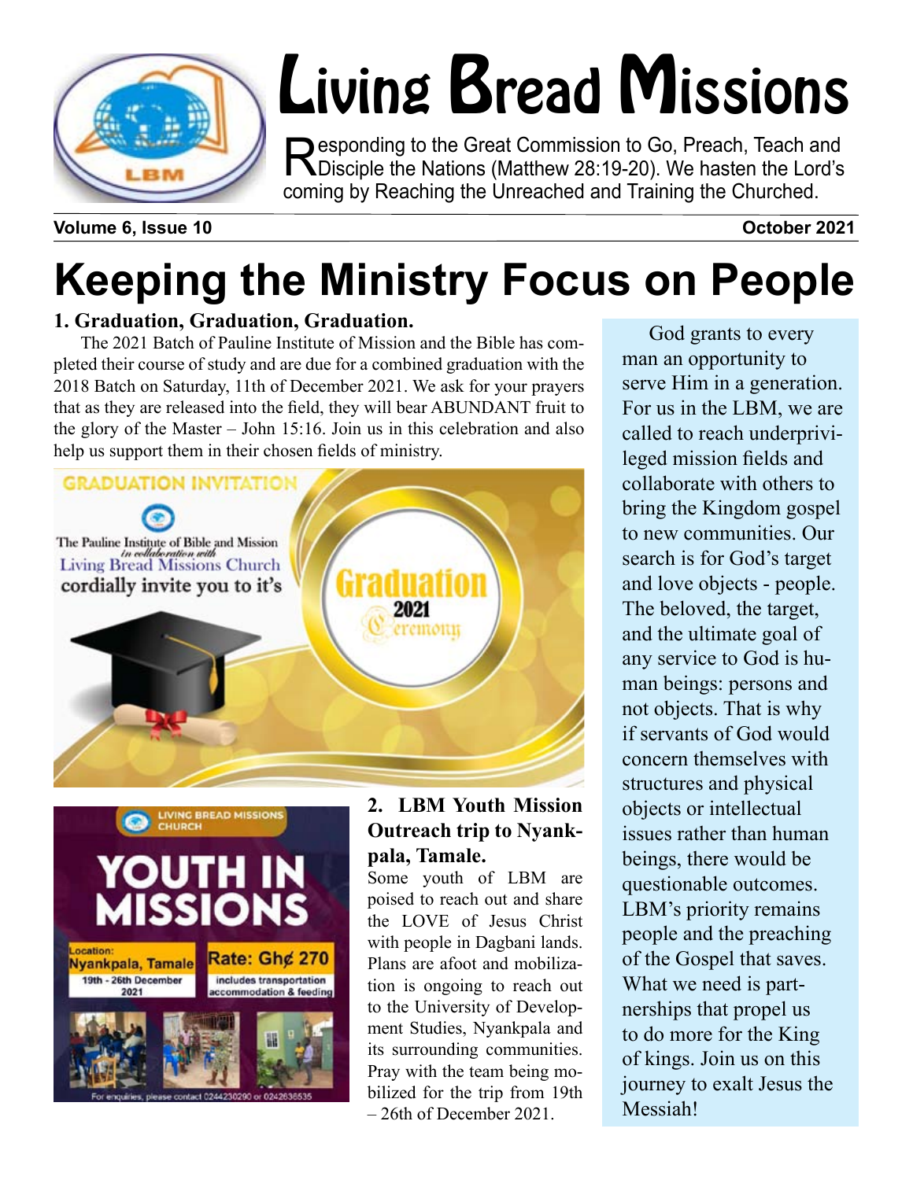# Living Bread Missions

Responding to the Great Commission to Go, Preach, Teach and Disciple the Nations (Matthew 28:19-20). We hasten the Lord's coming by Reaching the Unreached and Training the Churched.

**Volume 6, Issue 10** **October 2021**

# Keeping the Ministry Focus on People

### 1. Graduation, Graduation, Graduation.

The 2021 Batch of Pauline Institute of Mission and the Bible has completed their course of study and are due for a combined graduation with the 2018 Batch on Saturday, 11th of December 2021. We ask for your prayers that as they are released into the field, they will bear ABUNDANT fruit to the glory of the Master – John 15:16. Join us in this celebration and also help us support them in their chosen fields of ministry.

GRADUATION INVITATION

The Pauline Institute of Bible and Mission *in collaboration with* Living Bread Missions Church cordially invite you to it's

Graduation 2021 Ceremony

LIVING BREAD MISSIONS CHURCH

YOUTH IN MISSIONS

Location: Nyankpala, Tamale
19th - 26th December 2021

Rate: Gh¢ 270
includes transportation accommodation & feeding

For enquiries, please contact 0244230290 or 0242636535

### 2. LBM Youth Mission Outreach trip to Nyankpala, Tamale.

Some youth of LBM are poised to reach out and share the LOVE of Jesus Christ with people in Dagbani lands. Plans are afoot and mobilization is ongoing to reach out to the University of Development Studies, Nyankpala and its surrounding communities. Pray with the team being mobilized for the trip from 19th – 26th of December 2021.

God grants to every man an opportunity to serve Him in a generation. For us in the LBM, we are called to reach underprivileged mission fields and collaborate with others to bring the Kingdom gospel to new communities. Our search is for God's target and love objects - people. The beloved, the target, and the ultimate goal of any service to God is human beings: persons and not objects. That is why if servants of God would concern themselves with structures and physical objects or intellectual issues rather than human beings, there would be questionable outcomes. LBM's priority remains people and the preaching of the Gospel that saves. What we need is partnerships that propel us to do more for the King of kings. Join us on this journey to exalt Jesus the Messiah!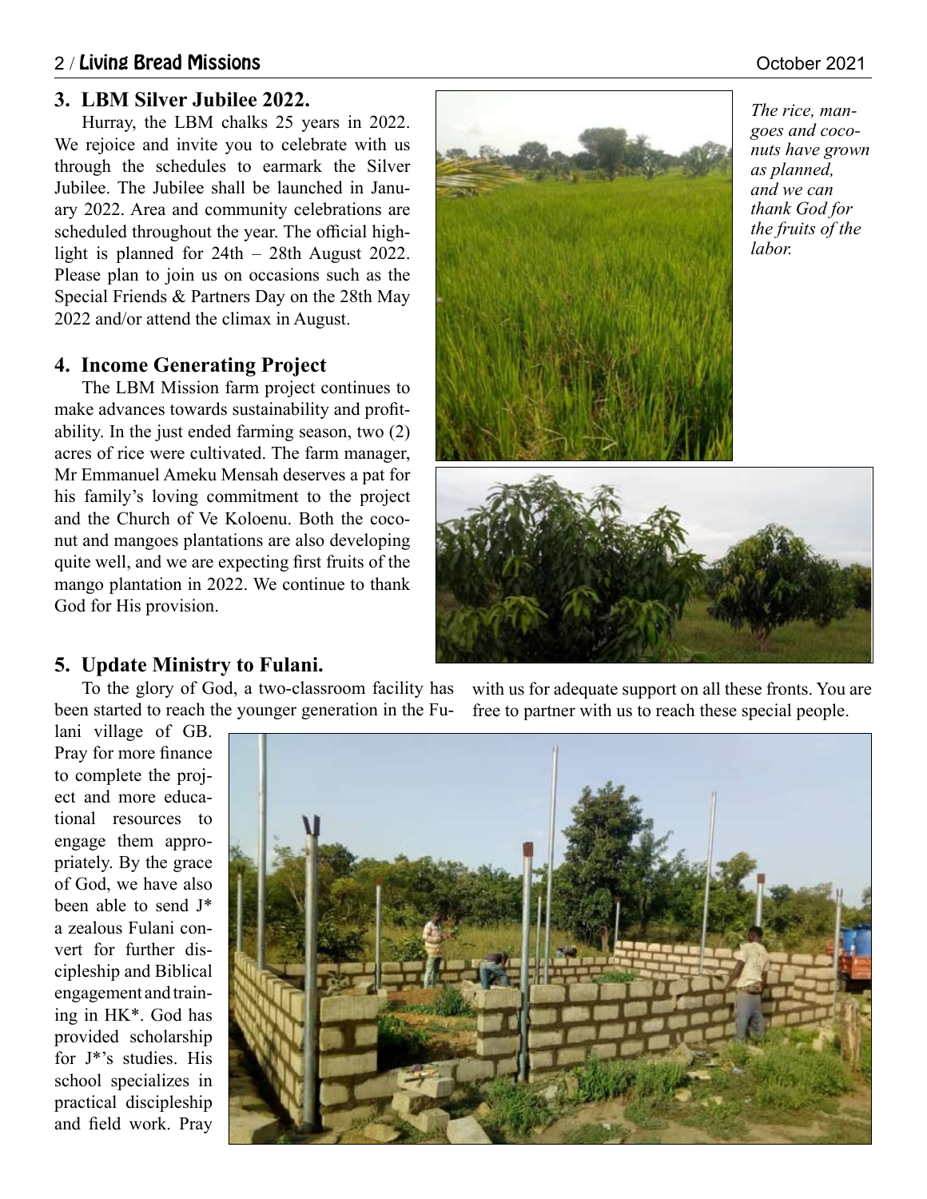### 3. LBM Silver Jubilee 2022.

Hurray, the LBM chalks 25 years in 2022. We rejoice and invite you to celebrate with us through the schedules to earmark the Silver Jubilee. The Jubilee shall be launched in January 2022. Area and community celebrations are scheduled throughout the year. The official highlight is planned for 24th – 28th August 2022. Please plan to join us on occasions such as the Special Friends & Partners Day on the 28th May 2022 and/or attend the climax in August.

### 4. Income Generating Project

The LBM Mission farm project continues to make advances towards sustainability and profitability. In the just ended farming season, two (2) acres of rice were cultivated. The farm manager, Mr Emmanuel Ameku Mensah deserves a pat for his family's loving commitment to the project and the Church of Ve Koloenu. Both the coconut and mangoes plantations are also developing quite well, and we are expecting first fruits of the mango plantation in 2022. We continue to thank God for His provision.

*The rice, mangoes and coconuts have grown as planned, and we can thank God for the fruits of the labor.*

### 5. Update Ministry to Fulani.

To the glory of God, a two-classroom facility has been started to reach the younger generation in the Fulani village of GB. Pray for more finance to complete the project and more educational resources to engage them appropriately. By the grace of God, we have also been able to send J* a zealous Fulani convert for further discipleship and Biblical engagement and training in HK*. God has provided scholarship for J*'s studies. His school specializes in practical discipleship and field work. Pray with us for adequate support on all these fronts. You are free to partner with us to reach these special people.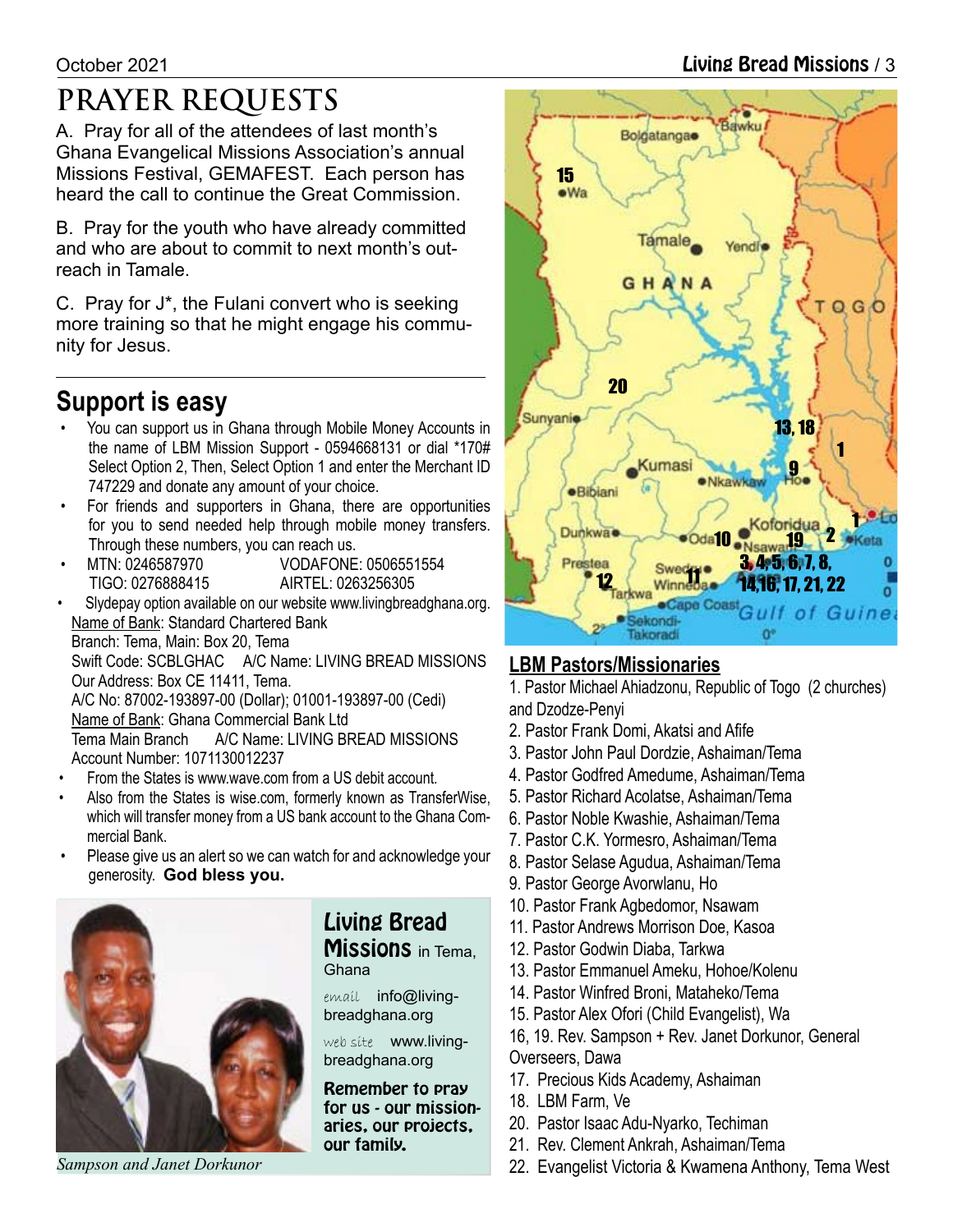# PRAYER REQUESTS

A. Pray for all of the attendees of last month's Ghana Evangelical Missions Association's annual Missions Festival, GEMAFEST. Each person has heard the call to continue the Great Commission.

B. Pray for the youth who have already committed and who are about to commit to next month's outreach in Tamale.

C. Pray for J*, the Fulani convert who is seeking more training so that he might engage his community for Jesus.

## Support is easy

- You can support us in Ghana through Mobile Money Accounts in the name of LBM Mission Support - 0594668131 or dial *170# Select Option 2, Then, Select Option 1 and enter the Merchant ID 747229 and donate any amount of your choice.
- For friends and supporters in Ghana, there are opportunities for you to send needed help through mobile money transfers. Through these numbers, you can reach us.
- MTN: 0246587970 VODAFONE: 0506551554
  TIGO: 0276888415 AIRTEL: 0263256305
- Slydepay option available on our website www.livingbreadghana.org.
  Name of Bank: Standard Chartered Bank
  Branch: Tema, Main: Box 20, Tema
  Swift Code: SCBLGHAC A/C Name: LIVING BREAD MISSIONS
  Our Address: Box CE 11411, Tema.
  A/C No: 87002-193897-00 (Dollar); 01001-193897-00 (Cedi)
  Name of Bank: Ghana Commercial Bank Ltd
  Tema Main Branch A/C Name: LIVING BREAD MISSIONS
  Account Number: 1071130012237
- From the States is www.wave.com from a US debit account.
- Also from the States is wise.com, formerly known as TransferWise, which will transfer money from a US bank account to the Ghana Commercial Bank.
- Please give us an alert so we can watch for and acknowledge your generosity. **God bless you.**

*Sampson and Janet Dorkunor*

**Living Bread Missions** in Tema, Ghana

email info@livingbreadghana.org

web site www.livingbreadghana.org

**Remember to pray for us - our missionaries, our projects, our family.**

## LBM Pastors/Missionaries

1. Pastor Michael Ahiadzonu, Republic of Togo (2 churches) and Dzodze-Penyi
2. Pastor Frank Domi, Akatsi and Afife
3. Pastor John Paul Dordzie, Ashaiman/Tema
4. Pastor Godfred Amedume, Ashaiman/Tema
5. Pastor Richard Acolatse, Ashaiman/Tema
6. Pastor Noble Kwashie, Ashaiman/Tema
7. Pastor C.K. Yormesro, Ashaiman/Tema
8. Pastor Selase Agudua, Ashaiman/Tema
9. Pastor George Avorwlanu, Ho
10. Pastor Frank Agbedomor, Nsawam
11. Pastor Andrews Morrison Doe, Kasoa
12. Pastor Godwin Diaba, Tarkwa
13. Pastor Emmanuel Ameku, Hohoe/Kolenu
14. Pastor Winfred Broni, Mataheko/Tema
15. Pastor Alex Ofori (Child Evangelist), Wa

16, 19. Rev. Sampson + Rev. Janet Dorkunor, General Overseers, Dawa

17. Precious Kids Academy, Ashaiman
18. LBM Farm, Ve
20. Pastor Isaac Adu-Nyarko, Techiman
21. Rev. Clement Ankrah, Ashaiman/Tema
22. Evangelist Victoria & Kwamena Anthony, Tema West